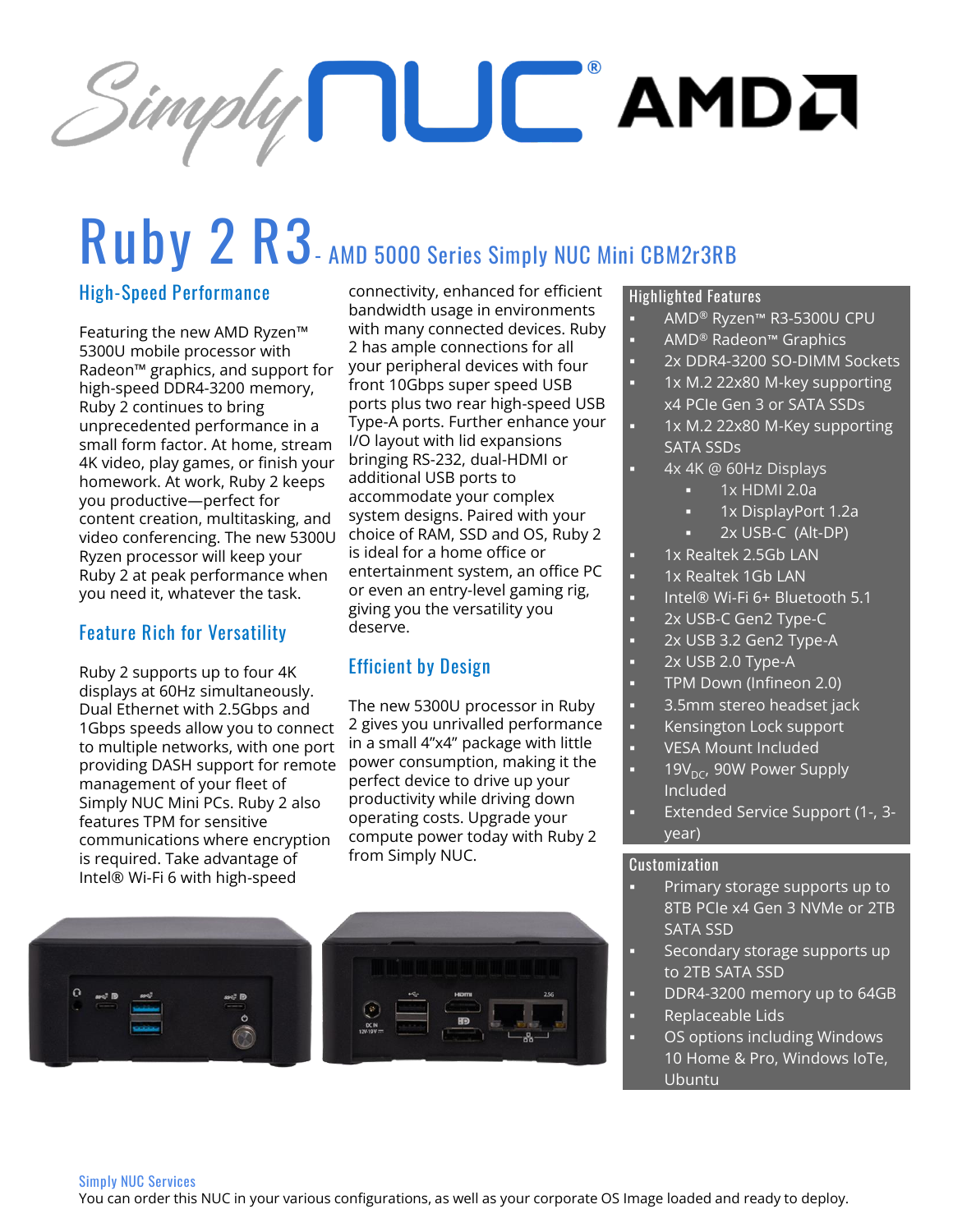# Ruby 2 R3 - AMD 5000 Series Simply NUC Mini CBM2r3RB

## High-Speed Performance

Featuring the new AMD Ryzen™ 5300U mobile processor with Radeon™ graphics, and support for high-speed DDR4-3200 memory, Ruby 2 continues to bring unprecedented performance in a small form factor. At home, stream 4K video, play games, or finish your homework. At work, Ruby 2 keeps you productive—perfect for content creation, multitasking, and video conferencing. The new 5300U Ryzen processor will keep your Ruby 2 at peak performance when you need it, whatever the task.

## Feature Rich for Versatility

Ruby 2 supports up to four 4K displays at 60Hz simultaneously. Dual Ethernet with 2.5Gbps and 1Gbps speeds allow you to connect to multiple networks, with one port providing DASH support for remote management of your fleet of Simply NUC Mini PCs. Ruby 2 also features TPM for sensitive communications where encryption is required. Take advantage of Intel® Wi-Fi 6 with high-speed connectivity, enhanced for efficient bandwidth usage in environments with many connected devices. Ruby 2 has ample connections for all your peripheral devices with four front 10Gbps super speed USB ports plus two rear high-speed USB Type-A ports. Further enhance your I/O layout with lid expansions bringing RS-232, dual-HDMI or additional USB ports to accommodate your complex system designs. Paired with your choice of RAM, SSD and OS, Ruby 2 is ideal for a home office or entertainment system, an office PC or even an entry-level gaming rig, giving you the versatility you deserve.

## Efficient by Design

The new 5300U processor in Ruby 2 gives you unrivalled performance in a small 4"x4" package with little power consumption, making it the perfect device to drive up your productivity while driving down operating costs. Upgrade your compute power today with Ruby 2 from Simply NUC.

## Highlighted Features

- AMD® Ryzen™ R3-5300U CPU
- AMD® Radeon™ Graphics
- 2x DDR4-3200 SO-DIMM Sockets
- 1x M.2 22x80 M-key supporting x4 PCIe Gen 3 or SATA SSDs
- 1x M.2 22x80 M-Key supporting SATA SSDs
- 4x 4K @ 60Hz Displays
  - 1x HDMI 2.0a
  - 1x DisplayPort 1.2a
  - 2x USB-C (Alt-DP)
- 1x Realtek 2.5Gb LAN
- 1x Realtek 1Gb LAN
- Intel® Wi-Fi 6+ Bluetooth 5.1
- 2x USB-C Gen2 Type-C
- 2x USB 3.2 Gen2 Type-A
- 2x USB 2.0 Type-A
- TPM Down (Infineon 2.0)
- 3.5mm stereo headset jack
- Kensington Lock support
- VESA Mount Included
- $19V_{DC}$, 90W Power Supply Included
- Extended Service Support (1-, 3-year)

## Customization

- Primary storage supports up to 8TB PCIe x4 Gen 3 NVMe or 2TB SATA SSD
- Secondary storage supports up to 2TB SATA SSD
- DDR4-3200 memory up to 64GB
- Replaceable Lids
- OS options including Windows 10 Home & Pro, Windows IoTe, Ubuntu

## Simply NUC Services

You can order this NUC in your various configurations, as well as your corporate OS Image loaded and ready to deploy.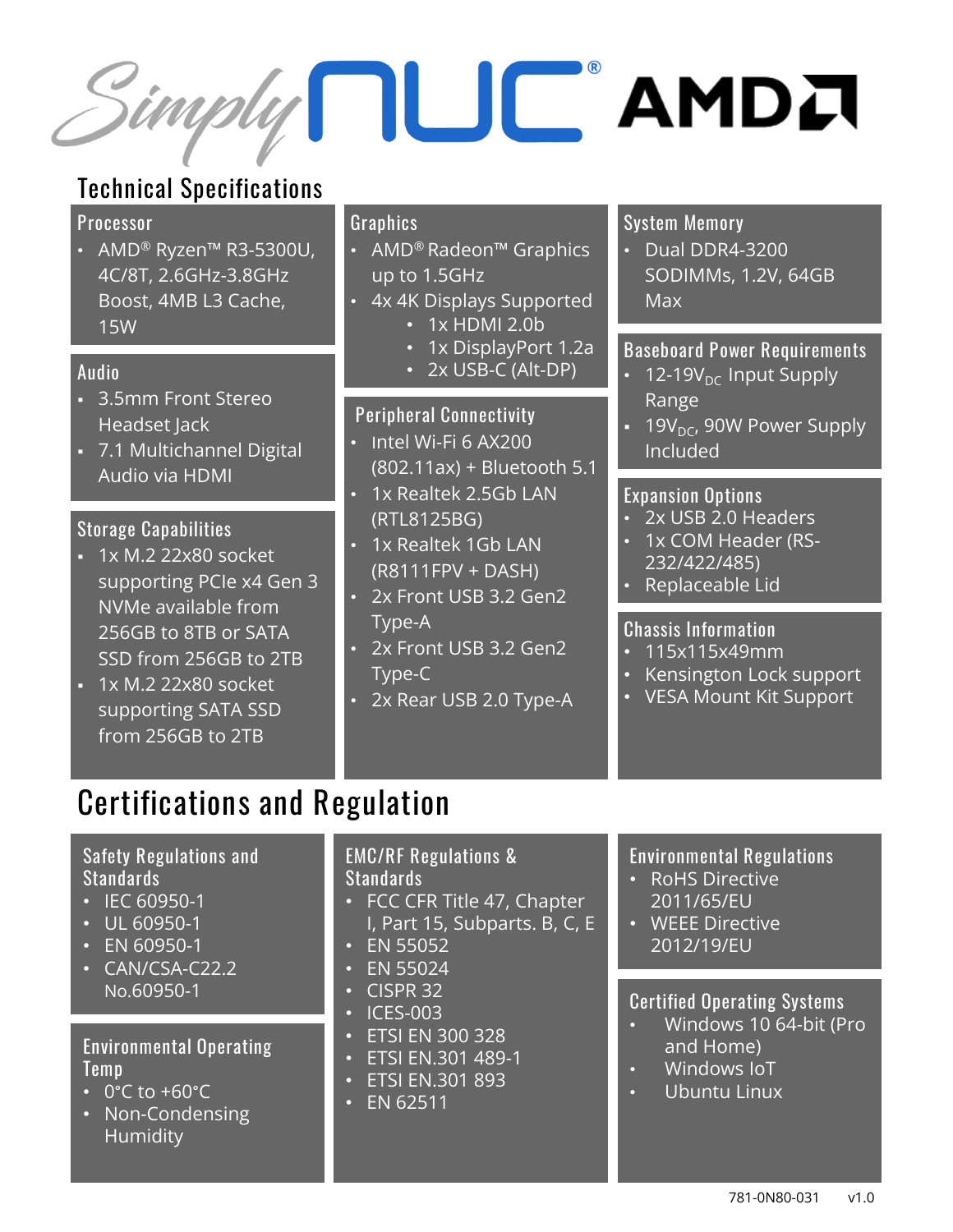# SimplyNUC® AMD

## Technical Specifications

### Processor
- AMD® Ryzen™ R3-5300U, 4C/8T, 2.6GHz-3.8GHz Boost, 4MB L3 Cache, 15W

### Audio
- 3.5mm Front Stereo Headset Jack
- 7.1 Multichannel Digital Audio via HDMI

### Storage Capabilities
- 1x M.2 22x80 socket supporting PCIe x4 Gen 3 NVMe available from 256GB to 8TB or SATA SSD from 256GB to 2TB
- 1x M.2 22x80 socket supporting SATA SSD from 256GB to 2TB

### Graphics
- AMD® Radeon™ Graphics up to 1.5GHz
- 4x 4K Displays Supported
  - 1x HDMI 2.0b
  - 1x DisplayPort 1.2a
  - 2x USB-C (Alt-DP)

### Peripheral Connectivity
- Intel Wi-Fi 6 AX200 (802.11ax) + Bluetooth 5.1
- 1x Realtek 2.5Gb LAN (RTL8125BG)
- 1x Realtek 1Gb LAN (R8111FPV + DASH)
- 2x Front USB 3.2 Gen2 Type-A
- 2x Front USB 3.2 Gen2 Type-C
- 2x Rear USB 2.0 Type-A

### System Memory
- Dual DDR4-3200 SODIMMs, 1.2V, 64GB Max

### Baseboard Power Requirements
- 12-19$V_{DC}$ Input Supply Range
- 19$V_{DC}$, 90W Power Supply Included

### Expansion Options
- 2x USB 2.0 Headers
- 1x COM Header (RS-232/422/485)
- Replaceable Lid

### Chassis Information
- 115x115x49mm
- Kensington Lock support
- VESA Mount Kit Support

## Certifications and Regulation

### Safety Regulations and Standards
- IEC 60950-1
- UL 60950-1
- EN 60950-1
- CAN/CSA-C22.2 No.60950-1

### Environmental Operating Temp
- 0°C to +60°C
- Non-Condensing Humidity

### EMC/RF Regulations & Standards
- FCC CFR Title 47, Chapter I, Part 15, Subparts. B, C, E
- EN 55052
- EN 55024
- CISPR 32
- ICES-003
- ETSI EN 300 328
- ETSI EN.301 489-1
- ETSI EN.301 893
- EN 62511

### Environmental Regulations
- RoHS Directive 2011/65/EU
- WEEE Directive 2012/19/EU

### Certified Operating Systems
- Windows 10 64-bit (Pro and Home)
- Windows IoT
- Ubuntu Linux

781-0N80-031 v1.0